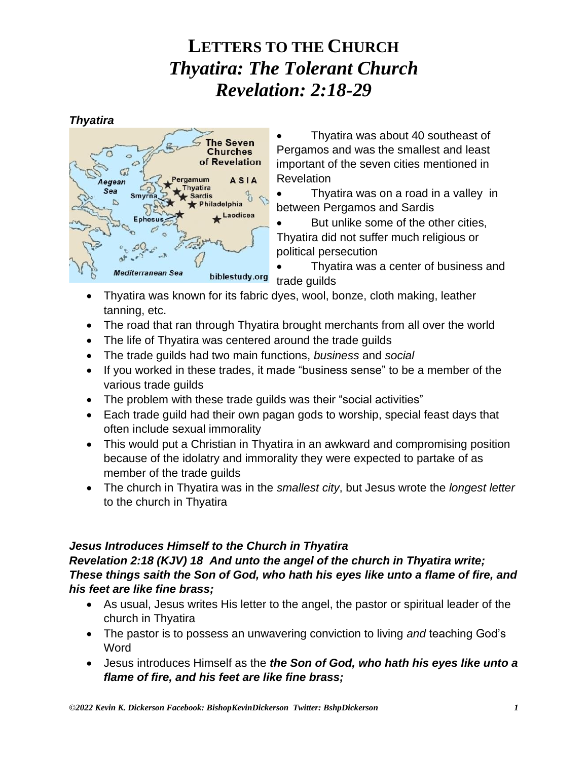# LETTERS TO THE CHURCH
# *Thyatira: The Tolerant Church*
# *Revelation: 2:18-29*

***Thyatira***

- Thyatira was about 40 southeast of Pergamos and was the smallest and least important of the seven cities mentioned in Revelation
- Thyatira was on a road in a valley in between Pergamos and Sardis
- But unlike some of the other cities, Thyatira did not suffer much religious or political persecution
- Thyatira was a center of business and trade guilds
- Thyatira was known for its fabric dyes, wool, bonze, cloth making, leather tanning, etc.
- The road that ran through Thyatira brought merchants from all over the world
- The life of Thyatira was centered around the trade guilds
- The trade guilds had two main functions, *business* and *social*
- If you worked in these trades, it made "business sense" to be a member of the various trade guilds
- The problem with these trade guilds was their "social activities"
- Each trade guild had their own pagan gods to worship, special feast days that often include sexual immorality
- This would put a Christian in Thyatira in an awkward and compromising position because of the idolatry and immorality they were expected to partake of as member of the trade guilds
- The church in Thyatira was in the *smallest city*, but Jesus wrote the *longest letter* to the church in Thyatira

***Jesus Introduces Himself to the Church in Thyatira***

***Revelation 2:18 (KJV) 18 And unto the angel of the church in Thyatira write; These things saith the Son of God, who hath his eyes like unto a flame of fire, and his feet are like fine brass;***

- As usual, Jesus writes His letter to the angel, the pastor or spiritual leader of the church in Thyatira
- The pastor is to possess an unwavering conviction to living *and* teaching God's Word
- Jesus introduces Himself as the ***the Son of God, who hath his eyes like unto a flame of fire, and his feet are like fine brass;***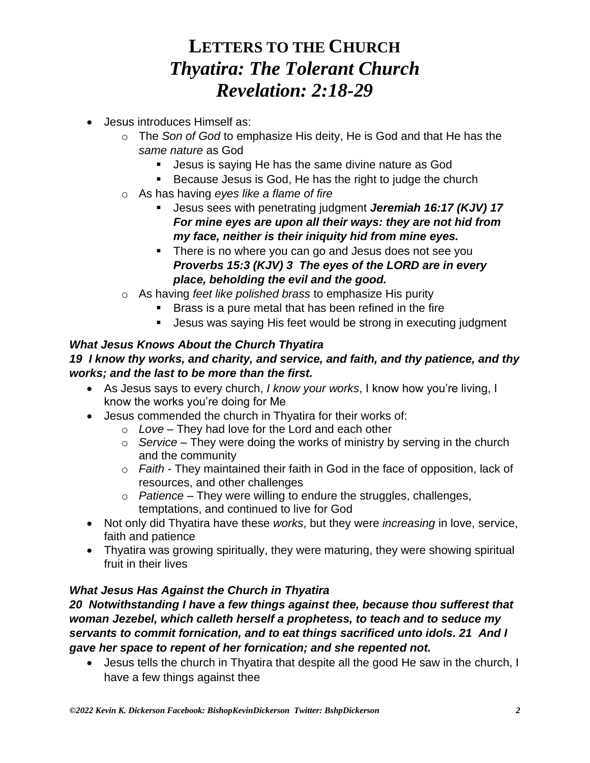# LETTERS TO THE CHURCH
# *Thyatira: The Tolerant Church*
# *Revelation: 2:18-29*

- Jesus introduces Himself as:
  - The *Son of God* to emphasize His deity, He is God and that He has the *same nature* as God
    - Jesus is saying He has the same divine nature as God
    - Because Jesus is God, He has the right to judge the church
  - As has having *eyes like a flame of fire*
    - Jesus sees with penetrating judgment ***Jeremiah 16:17 (KJV) 17 For mine eyes are upon all their ways: they are not hid from my face, neither is their iniquity hid from mine eyes.***
    - There is no where you can go and Jesus does not see you ***Proverbs 15:3 (KJV) 3 The eyes of the LORD are in every place, beholding the evil and the good.***
  - As having *feet like polished brass* to emphasize His purity
    - Brass is a pure metal that has been refined in the fire
    - Jesus was saying His feet would be strong in executing judgment

***What Jesus Knows About the Church Thyatira***

***19 I know thy works, and charity, and service, and faith, and thy patience, and thy works; and the last to be more than the first.***

- As Jesus says to every church, *I know your works*, I know how you're living, I know the works you're doing for Me
- Jesus commended the church in Thyatira for their works of:
  - *Love* – They had love for the Lord and each other
  - *Service* – They were doing the works of ministry by serving in the church and the community
  - *Faith* - They maintained their faith in God in the face of opposition, lack of resources, and other challenges
  - *Patience* – They were willing to endure the struggles, challenges, temptations, and continued to live for God
- Not only did Thyatira have these *works*, but they were *increasing* in love, service, faith and patience
- Thyatira was growing spiritually, they were maturing, they were showing spiritual fruit in their lives

***What Jesus Has Against the Church in Thyatira***

***20 Notwithstanding I have a few things against thee, because thou sufferest that woman Jezebel, which calleth herself a prophetess, to teach and to seduce my servants to commit fornication, and to eat things sacrificed unto idols. 21 And I gave her space to repent of her fornication; and she repented not.***

- Jesus tells the church in Thyatira that despite all the good He saw in the church, I have a few things against thee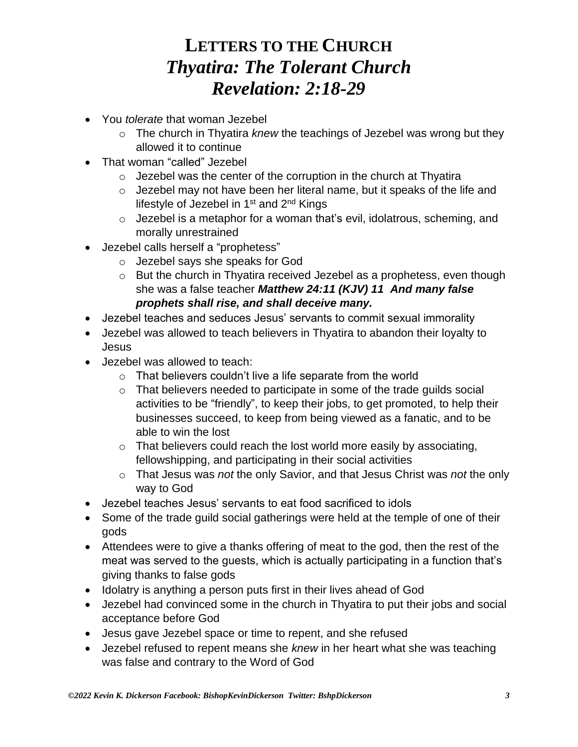# LETTERS TO THE CHURCH
# *Thyatira: The Tolerant Church*
# *Revelation: 2:18-29*

- You *tolerate* that woman Jezebel
  - The church in Thyatira *knew* the teachings of Jezebel was wrong but they allowed it to continue
- That woman "called" Jezebel
  - Jezebel was the center of the corruption in the church at Thyatira
  - Jezebel may not have been her literal name, but it speaks of the life and lifestyle of Jezebel in 1st and 2nd Kings
  - Jezebel is a metaphor for a woman that's evil, idolatrous, scheming, and morally unrestrained
- Jezebel calls herself a "prophetess"
  - Jezebel says she speaks for God
  - But the church in Thyatira received Jezebel as a prophetess, even though she was a false teacher ***Matthew 24:11 (KJV) 11 And many false prophets shall rise, and shall deceive many.***
- Jezebel teaches and seduces Jesus' servants to commit sexual immorality
- Jezebel was allowed to teach believers in Thyatira to abandon their loyalty to Jesus
- Jezebel was allowed to teach:
  - That believers couldn't live a life separate from the world
  - That believers needed to participate in some of the trade guilds social activities to be "friendly", to keep their jobs, to get promoted, to help their businesses succeed, to keep from being viewed as a fanatic, and to be able to win the lost
  - That believers could reach the lost world more easily by associating, fellowshipping, and participating in their social activities
  - That Jesus was *not* the only Savior, and that Jesus Christ was *not* the only way to God
- Jezebel teaches Jesus' servants to eat food sacrificed to idols
- Some of the trade guild social gatherings were held at the temple of one of their gods
- Attendees were to give a thanks offering of meat to the god, then the rest of the meat was served to the guests, which is actually participating in a function that's giving thanks to false gods
- Idolatry is anything a person puts first in their lives ahead of God
- Jezebel had convinced some in the church in Thyatira to put their jobs and social acceptance before God
- Jesus gave Jezebel space or time to repent, and she refused
- Jezebel refused to repent means she *knew* in her heart what she was teaching was false and contrary to the Word of God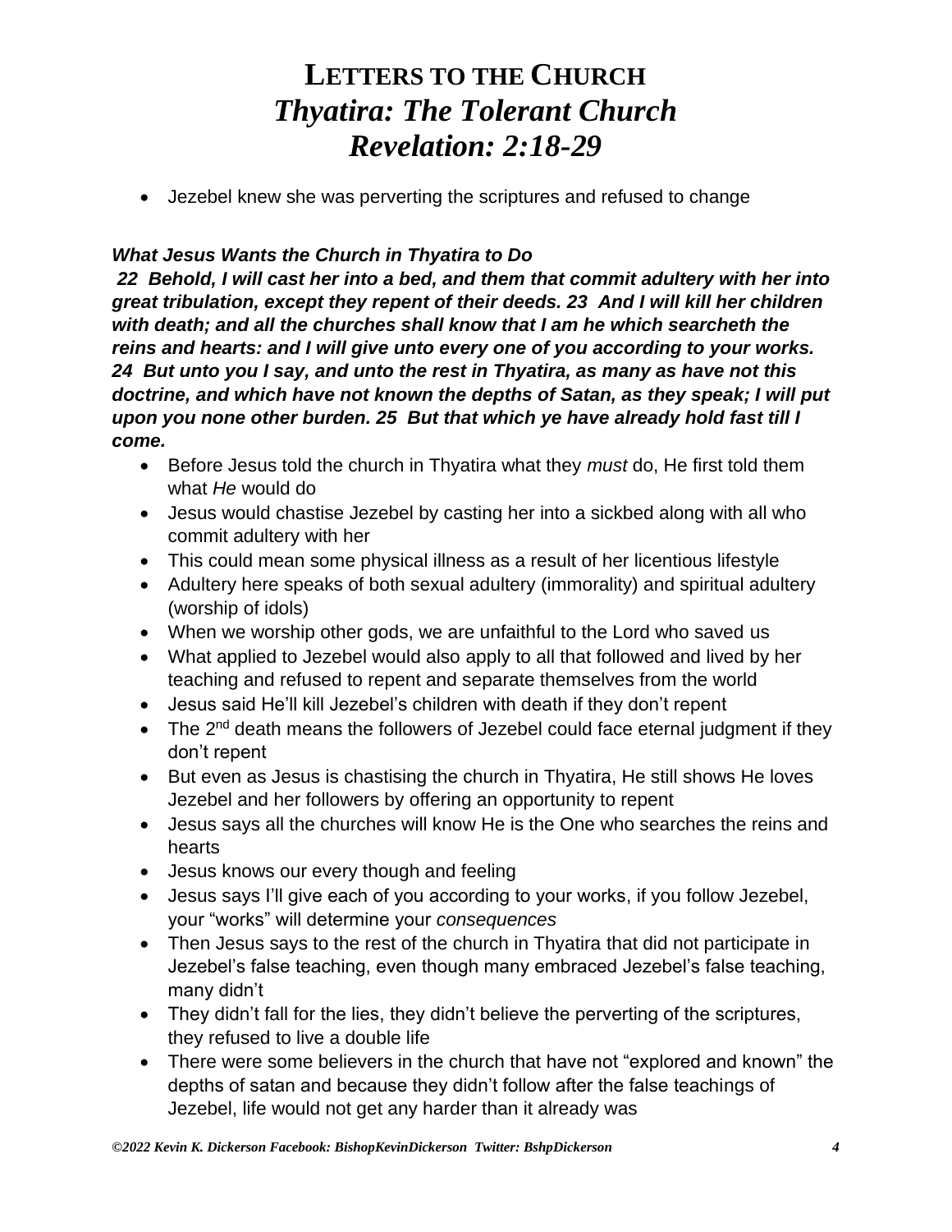# LETTERS TO THE CHURCH
# *Thyatira: The Tolerant Church*
# *Revelation: 2:18-29*

- Jezebel knew she was perverting the scriptures and refused to change

***What Jesus Wants the Church in Thyatira to Do***

***22 Behold, I will cast her into a bed, and them that commit adultery with her into great tribulation, except they repent of their deeds. 23 And I will kill her children with death; and all the churches shall know that I am he which searcheth the reins and hearts: and I will give unto every one of you according to your works. 24 But unto you I say, and unto the rest in Thyatira, as many as have not this doctrine, and which have not known the depths of Satan, as they speak; I will put upon you none other burden. 25 But that which ye have already hold fast till I come.***

- Before Jesus told the church in Thyatira what they *must* do, He first told them what *He* would do
- Jesus would chastise Jezebel by casting her into a sickbed along with all who commit adultery with her
- This could mean some physical illness as a result of her licentious lifestyle
- Adultery here speaks of both sexual adultery (immorality) and spiritual adultery (worship of idols)
- When we worship other gods, we are unfaithful to the Lord who saved us
- What applied to Jezebel would also apply to all that followed and lived by her teaching and refused to repent and separate themselves from the world
- Jesus said He'll kill Jezebel's children with death if they don't repent
- The 2nd death means the followers of Jezebel could face eternal judgment if they don't repent
- But even as Jesus is chastising the church in Thyatira, He still shows He loves Jezebel and her followers by offering an opportunity to repent
- Jesus says all the churches will know He is the One who searches the reins and hearts
- Jesus knows our every though and feeling
- Jesus says I'll give each of you according to your works, if you follow Jezebel, your "works" will determine your *consequences*
- Then Jesus says to the rest of the church in Thyatira that did not participate in Jezebel's false teaching, even though many embraced Jezebel's false teaching, many didn't
- They didn't fall for the lies, they didn't believe the perverting of the scriptures, they refused to live a double life
- There were some believers in the church that have not "explored and known" the depths of satan and because they didn't follow after the false teachings of Jezebel, life would not get any harder than it already was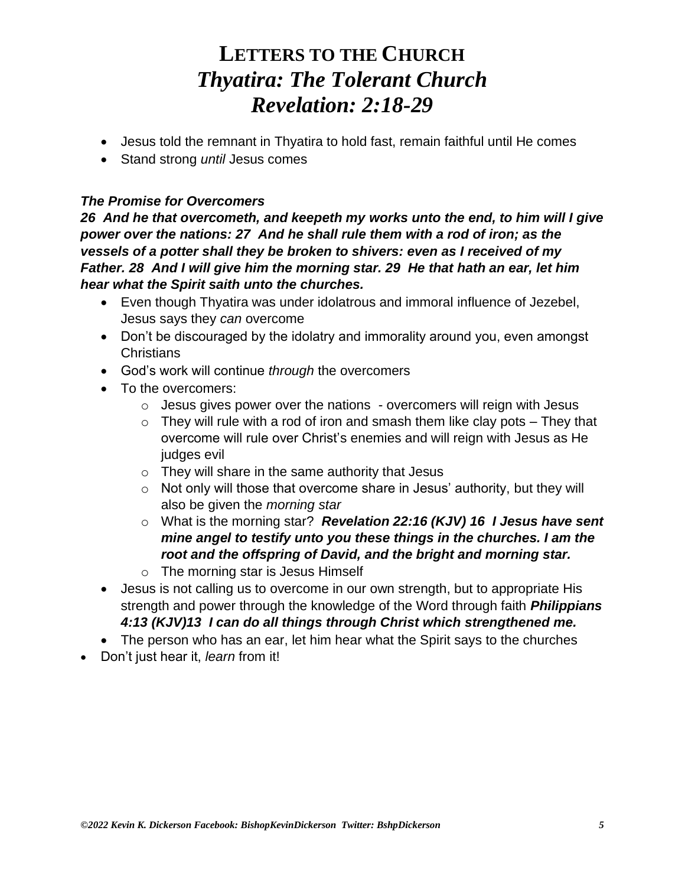# LETTERS TO THE CHURCH
## *Thyatira: The Tolerant Church*
## *Revelation: 2:18-29*

- Jesus told the remnant in Thyatira to hold fast, remain faithful until He comes
- Stand strong *until* Jesus comes

***The Promise for Overcomers***

***26 And he that overcometh, and keepeth my works unto the end, to him will I give power over the nations: 27 And he shall rule them with a rod of iron; as the vessels of a potter shall they be broken to shivers: even as I received of my Father. 28 And I will give him the morning star. 29 He that hath an ear, let him hear what the Spirit saith unto the churches.***

- Even though Thyatira was under idolatrous and immoral influence of Jezebel, Jesus says they *can* overcome
- Don't be discouraged by the idolatry and immorality around you, even amongst Christians
- God's work will continue *through* the overcomers
- To the overcomers:
    - Jesus gives power over the nations - overcomers will reign with Jesus
    - They will rule with a rod of iron and smash them like clay pots – They that overcome will rule over Christ's enemies and will reign with Jesus as He judges evil
    - They will share in the same authority that Jesus
    - Not only will those that overcome share in Jesus' authority, but they will also be given the *morning star*
    - What is the morning star? ***Revelation 22:16 (KJV) 16 I Jesus have sent mine angel to testify unto you these things in the churches. I am the root and the offspring of David, and the bright and morning star.***
    - The morning star is Jesus Himself
- Jesus is not calling us to overcome in our own strength, but to appropriate His strength and power through the knowledge of the Word through faith ***Philippians 4:13 (KJV)13 I can do all things through Christ which strengthened me.***
- The person who has an ear, let him hear what the Spirit says to the churches

- Don't just hear it, *learn* from it!

*©2022 Kevin K. Dickerson Facebook: BishopKevinDickerson Twitter: BshpDickerson*